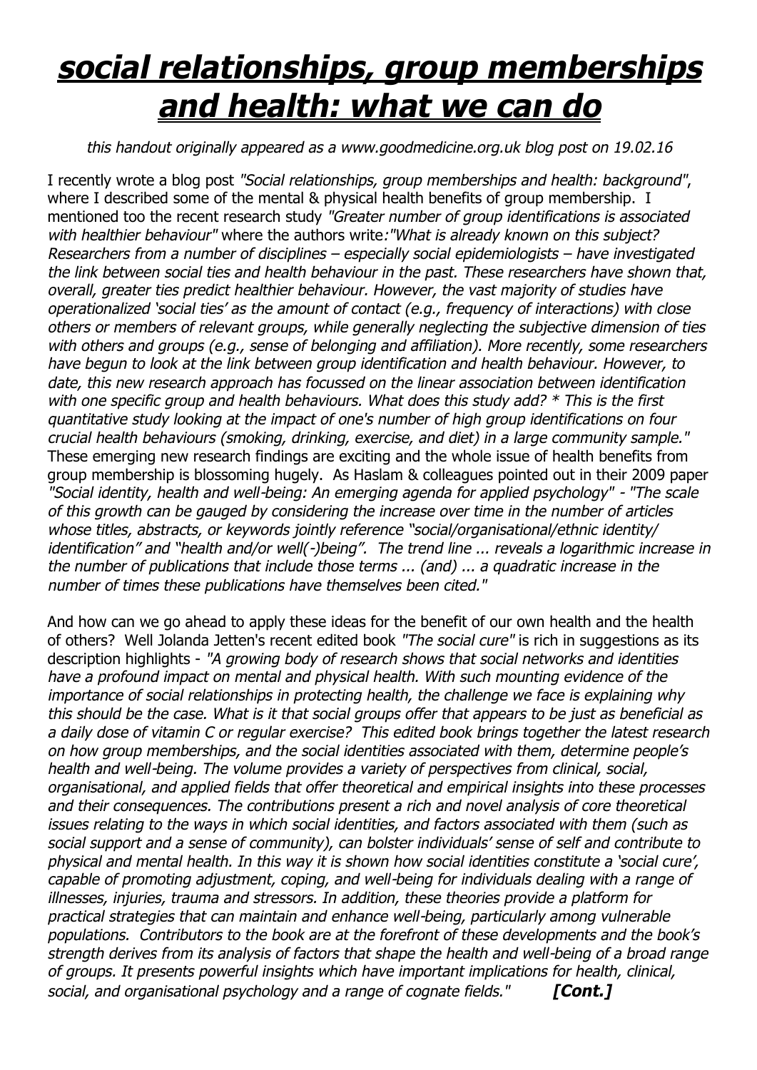# ***social relationships, group memberships and health: what we can do***

*this handout originally appeared as a www.goodmedicine.org.uk blog post on 19.02.16*

I recently wrote a blog post *"Social relationships, group memberships and health: background"*, where I described some of the mental & physical health benefits of group membership. I mentioned too the recent research study *"Greater number of group identifications is associated with healthier behaviour"* where the authors write*:"What is already known on this subject? Researchers from a number of disciplines – especially social epidemiologists – have investigated the link between social ties and health behaviour in the past. These researchers have shown that, overall, greater ties predict healthier behaviour. However, the vast majority of studies have operationalized 'social ties' as the amount of contact (e.g., frequency of interactions) with close others or members of relevant groups, while generally neglecting the subjective dimension of ties with others and groups (e.g., sense of belonging and affiliation). More recently, some researchers have begun to look at the link between group identification and health behaviour. However, to date, this new research approach has focussed on the linear association between identification with one specific group and health behaviours. What does this study add? * This is the first quantitative study looking at the impact of one's number of high group identifications on four crucial health behaviours (smoking, drinking, exercise, and diet) in a large community sample."* These emerging new research findings are exciting and the whole issue of health benefits from group membership is blossoming hugely. As Haslam & colleagues pointed out in their 2009 paper *"Social identity, health and well-being: An emerging agenda for applied psychology" - "The scale of this growth can be gauged by considering the increase over time in the number of articles whose titles, abstracts, or keywords jointly reference "social/organisational/ethnic identity/ identification" and "health and/or well(-)being". The trend line ... reveals a logarithmic increase in the number of publications that include those terms ... (and) ... a quadratic increase in the number of times these publications have themselves been cited."*

And how can we go ahead to apply these ideas for the benefit of our own health and the health of others? Well Jolanda Jetten's recent edited book *"The social cure"* is rich in suggestions as its description highlights - *"A growing body of research shows that social networks and identities have a profound impact on mental and physical health. With such mounting evidence of the importance of social relationships in protecting health, the challenge we face is explaining why this should be the case. What is it that social groups offer that appears to be just as beneficial as a daily dose of vitamin C or regular exercise? This edited book brings together the latest research on how group memberships, and the social identities associated with them, determine people's health and well-being. The volume provides a variety of perspectives from clinical, social, organisational, and applied fields that offer theoretical and empirical insights into these processes and their consequences. The contributions present a rich and novel analysis of core theoretical issues relating to the ways in which social identities, and factors associated with them (such as social support and a sense of community), can bolster individuals' sense of self and contribute to physical and mental health. In this way it is shown how social identities constitute a 'social cure', capable of promoting adjustment, coping, and well-being for individuals dealing with a range of illnesses, injuries, trauma and stressors. In addition, these theories provide a platform for practical strategies that can maintain and enhance well-being, particularly among vulnerable populations. Contributors to the book are at the forefront of these developments and the book's strength derives from its analysis of factors that shape the health and well-being of a broad range of groups. It presents powerful insights which have important implications for health, clinical, social, and organisational psychology and a range of cognate fields."* ***[Cont.]***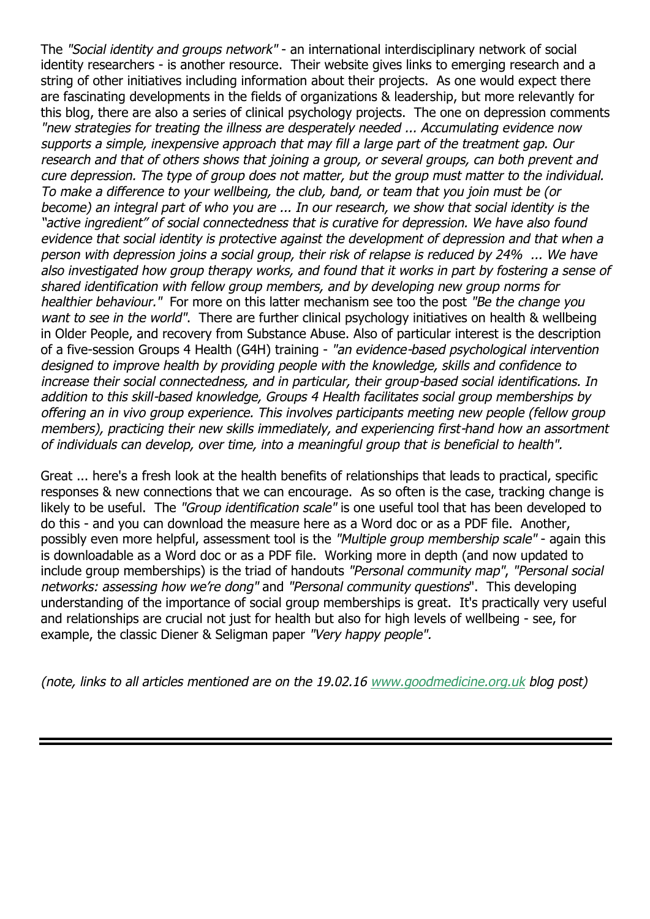The *"Social identity and groups network"* - an international interdisciplinary network of social identity researchers - is another resource. Their website gives links to emerging research and a string of other initiatives including information about their projects. As one would expect there are fascinating developments in the fields of organizations & leadership, but more relevantly for this blog, there are also a series of clinical psychology projects. The one on depression comments *"new strategies for treating the illness are desperately needed ... Accumulating evidence now supports a simple, inexpensive approach that may fill a large part of the treatment gap. Our research and that of others shows that joining a group, or several groups, can both prevent and cure depression. The type of group does not matter, but the group must matter to the individual. To make a difference to your wellbeing, the club, band, or team that you join must be (or become) an integral part of who you are ... In our research, we show that social identity is the "active ingredient" of social connectedness that is curative for depression. We have also found evidence that social identity is protective against the development of depression and that when a person with depression joins a social group, their risk of relapse is reduced by 24% ... We have also investigated how group therapy works, and found that it works in part by fostering a sense of shared identification with fellow group members, and by developing new group norms for healthier behaviour."* For more on this latter mechanism see too the post *"Be the change you want to see in the world"*. There are further clinical psychology initiatives on health & wellbeing in Older People, and recovery from Substance Abuse. Also of particular interest is the description of a five-session Groups 4 Health (G4H) training - *"an evidence-based psychological intervention designed to improve health by providing people with the knowledge, skills and confidence to increase their social connectedness, and in particular, their group-based social identifications. In addition to this skill-based knowledge, Groups 4 Health facilitates social group memberships by offering an in vivo group experience. This involves participants meeting new people (fellow group members), practicing their new skills immediately, and experiencing first-hand how an assortment of individuals can develop, over time, into a meaningful group that is beneficial to health".*

Great ... here's a fresh look at the health benefits of relationships that leads to practical, specific responses & new connections that we can encourage. As so often is the case, tracking change is likely to be useful. The *"Group identification scale"* is one useful tool that has been developed to do this - and you can download the measure here as a Word doc or as a PDF file. Another, possibly even more helpful, assessment tool is the *"Multiple group membership scale"* - again this is downloadable as a Word doc or as a PDF file. Working more in depth (and now updated to include group memberships) is the triad of handouts *"Personal community map"*, *"Personal social networks: assessing how we're dong"* and *"Personal community questions*". This developing understanding of the importance of social group memberships is great. It's practically very useful and relationships are crucial not just for health but also for high levels of wellbeing - see, for example, the classic Diener & Seligman paper *"Very happy people".*

*(note, links to all articles mentioned are on the 19.02.16 [www.goodmedicine.org.uk](http://www.goodmedicine.org.uk) blog post)*